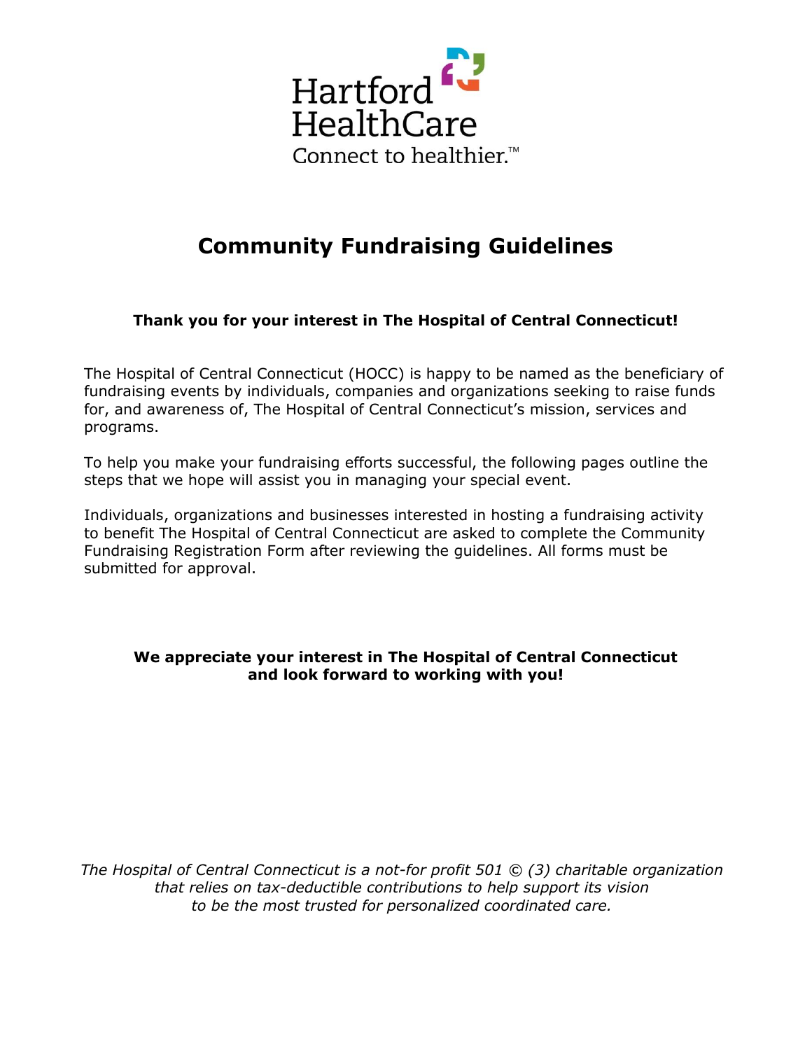Hartford HealthCare

Connect to healthier.™

# Community Fundraising Guidelines

**Thank you for your interest in The Hospital of Central Connecticut!**

The Hospital of Central Connecticut (HOCC) is happy to be named as the beneficiary of fundraising events by individuals, companies and organizations seeking to raise funds for, and awareness of, The Hospital of Central Connecticut's mission, services and programs.

To help you make your fundraising efforts successful, the following pages outline the steps that we hope will assist you in managing your special event.

Individuals, organizations and businesses interested in hosting a fundraising activity to benefit The Hospital of Central Connecticut are asked to complete the Community Fundraising Registration Form after reviewing the guidelines. All forms must be submitted for approval.

**We appreciate your interest in The Hospital of Central Connecticut and look forward to working with you!**

*The Hospital of Central Connecticut is a not-for profit 501 © (3) charitable organization that relies on tax-deductible contributions to help support its vision to be the most trusted for personalized coordinated care.*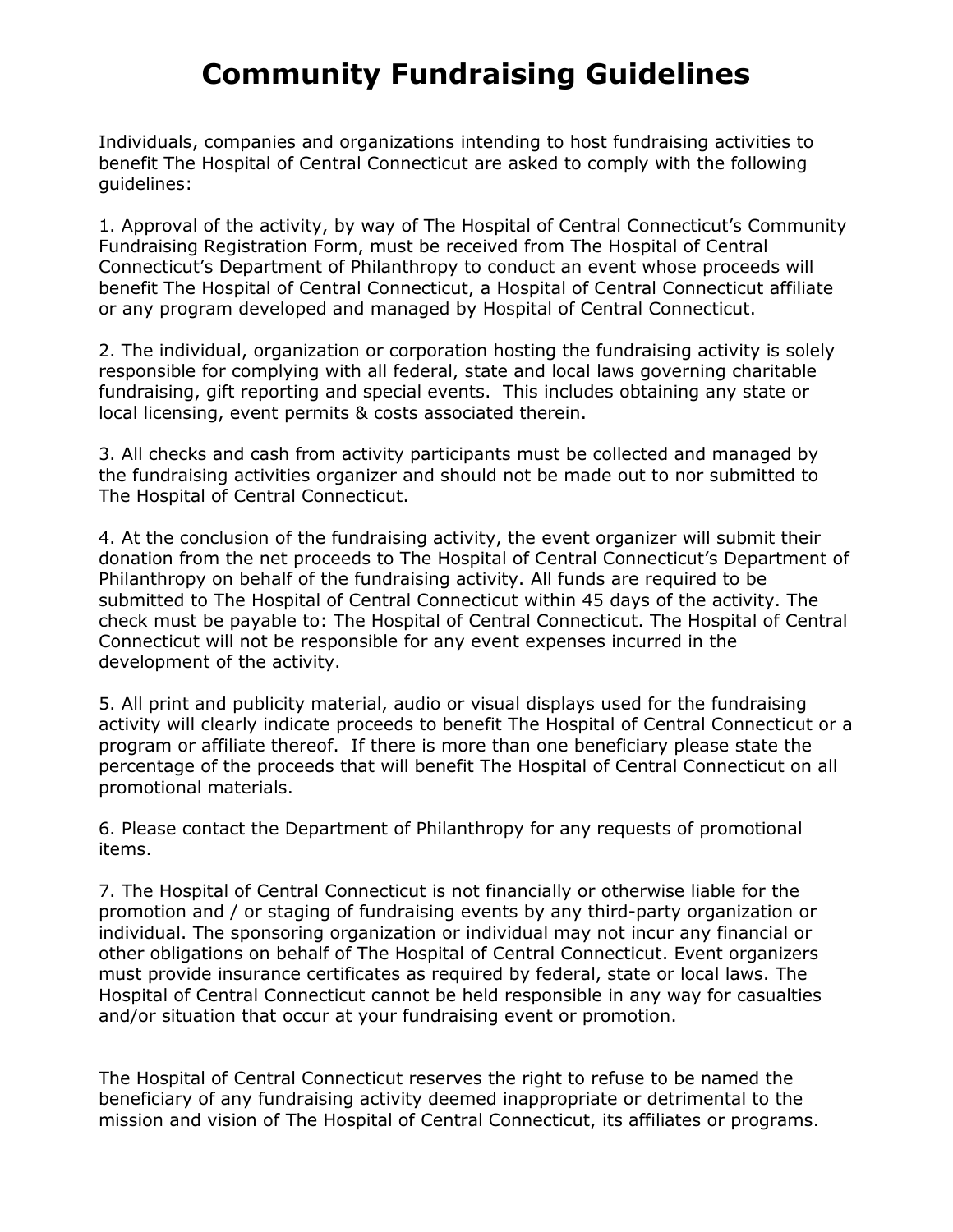# Community Fundraising Guidelines

Individuals, companies and organizations intending to host fundraising activities to benefit The Hospital of Central Connecticut are asked to comply with the following guidelines:

1. Approval of the activity, by way of The Hospital of Central Connecticut's Community Fundraising Registration Form, must be received from The Hospital of Central Connecticut's Department of Philanthropy to conduct an event whose proceeds will benefit The Hospital of Central Connecticut, a Hospital of Central Connecticut affiliate or any program developed and managed by Hospital of Central Connecticut.

2. The individual, organization or corporation hosting the fundraising activity is solely responsible for complying with all federal, state and local laws governing charitable fundraising, gift reporting and special events. This includes obtaining any state or local licensing, event permits & costs associated therein.

3. All checks and cash from activity participants must be collected and managed by the fundraising activities organizer and should not be made out to nor submitted to The Hospital of Central Connecticut.

4. At the conclusion of the fundraising activity, the event organizer will submit their donation from the net proceeds to The Hospital of Central Connecticut's Department of Philanthropy on behalf of the fundraising activity. All funds are required to be submitted to The Hospital of Central Connecticut within 45 days of the activity. The check must be payable to: The Hospital of Central Connecticut. The Hospital of Central Connecticut will not be responsible for any event expenses incurred in the development of the activity.

5. All print and publicity material, audio or visual displays used for the fundraising activity will clearly indicate proceeds to benefit The Hospital of Central Connecticut or a program or affiliate thereof. If there is more than one beneficiary please state the percentage of the proceeds that will benefit The Hospital of Central Connecticut on all promotional materials.

6. Please contact the Department of Philanthropy for any requests of promotional items.

7. The Hospital of Central Connecticut is not financially or otherwise liable for the promotion and / or staging of fundraising events by any third-party organization or individual. The sponsoring organization or individual may not incur any financial or other obligations on behalf of The Hospital of Central Connecticut. Event organizers must provide insurance certificates as required by federal, state or local laws. The Hospital of Central Connecticut cannot be held responsible in any way for casualties and/or situation that occur at your fundraising event or promotion.

The Hospital of Central Connecticut reserves the right to refuse to be named the beneficiary of any fundraising activity deemed inappropriate or detrimental to the mission and vision of The Hospital of Central Connecticut, its affiliates or programs.